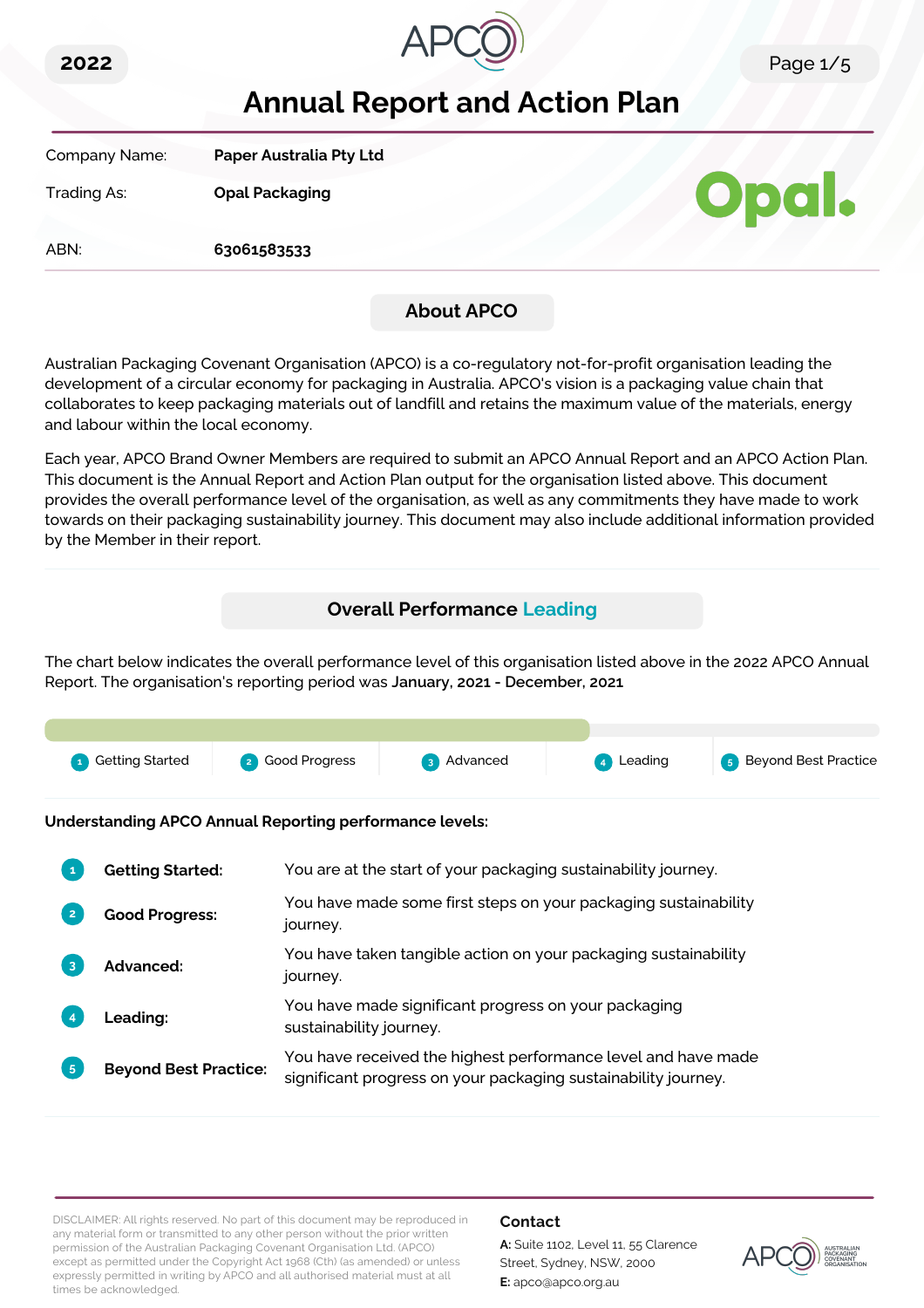2022

# Annual Report and Action Plan

| | |
|---|---|
| Company Name: | **Paper Australia Pty Ltd** |
| Trading As: | **Opal Packaging** |
| ABN: | **63061583533** |

## About APCO

Australian Packaging Covenant Organisation (APCO) is a co-regulatory not-for-profit organisation leading the development of a circular economy for packaging in Australia. APCO's vision is a packaging value chain that collaborates to keep packaging materials out of landfill and retains the maximum value of the materials, energy and labour within the local economy.

Each year, APCO Brand Owner Members are required to submit an APCO Annual Report and an APCO Action Plan. This document is the Annual Report and Action Plan output for the organisation listed above. This document provides the overall performance level of the organisation, as well as any commitments they have made to work towards on their packaging sustainability journey. This document may also include additional information provided by the Member in their report.

## Overall Performance Leading

The chart below indicates the overall performance level of this organisation listed above in the 2022 APCO Annual Report. The organisation's reporting period was **January, 2021 - December, 2021**

1 Getting Started | 2 Good Progress | 3 Advanced | 4 Leading | 5 Beyond Best Practice

**Understanding APCO Annual Reporting performance levels:**

| | |
|---|---|
| 1 **Getting Started:** | You are at the start of your packaging sustainability journey. |
| 2 **Good Progress:** | You have made some first steps on your packaging sustainability journey. |
| 3 **Advanced:** | You have taken tangible action on your packaging sustainability journey. |
| 4 **Leading:** | You have made significant progress on your packaging sustainability journey. |
| 5 **Beyond Best Practice:** | You have received the highest performance level and have made significant progress on your packaging sustainability journey. |

DISCLAIMER: All rights reserved. No part of this document may be reproduced in any material form or transmitted to any other person without the prior written permission of the Australian Packaging Covenant Organisation Ltd. (APCO) except as permitted under the Copyright Act 1968 (Cth) (as amended) or unless expressly permitted in writing by APCO and all authorised material must at all times be acknowledged.

**Contact**

**A:** Suite 1102, Level 11, 55 Clarence Street, Sydney, NSW, 2000

**E:** apco@apco.org.au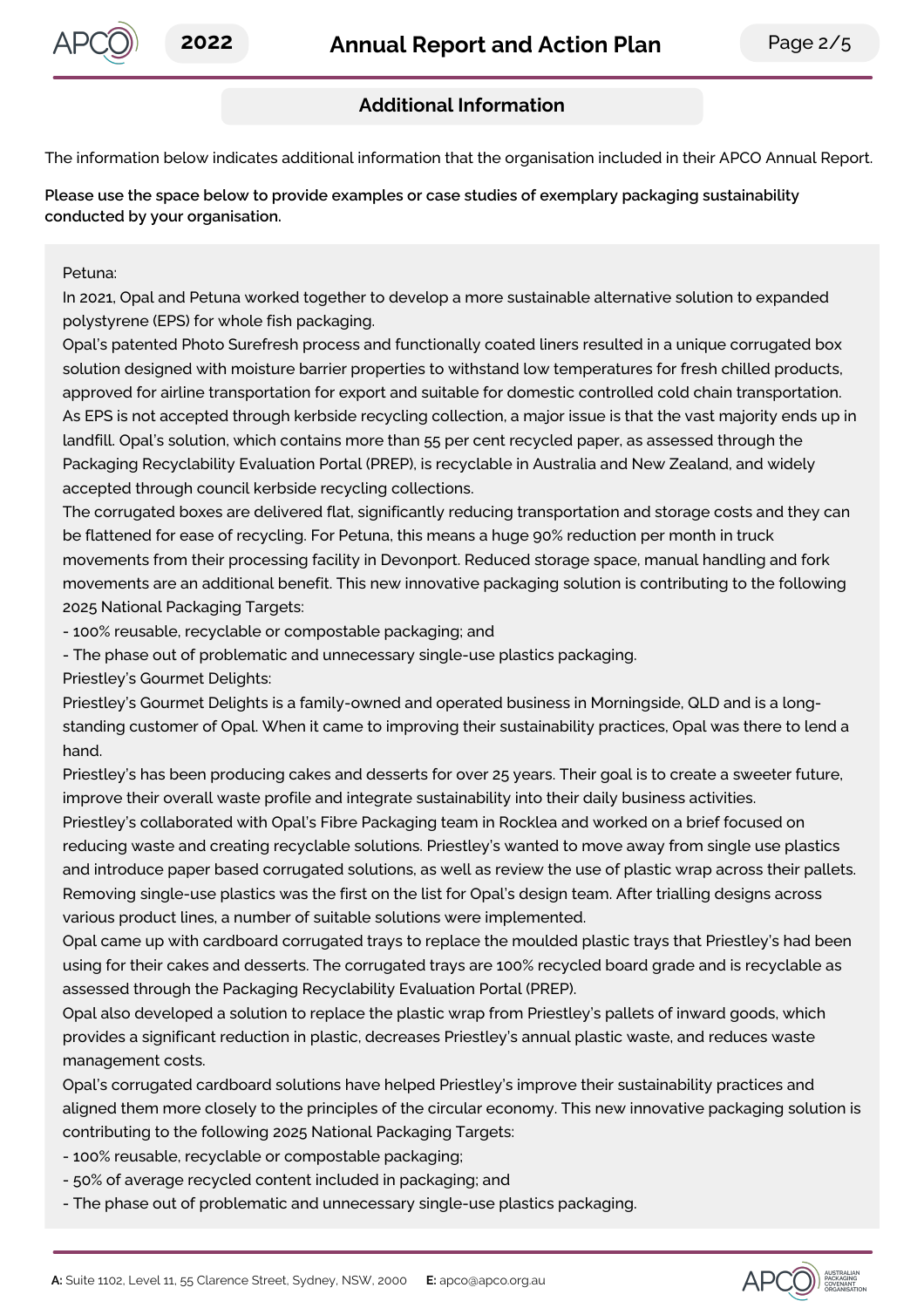## Additional Information

The information below indicates additional information that the organisation included in their APCO Annual Report.

**Please use the space below to provide examples or case studies of exemplary packaging sustainability conducted by your organisation.**

Petuna:

In 2021, Opal and Petuna worked together to develop a more sustainable alternative solution to expanded polystyrene (EPS) for whole fish packaging.

Opal's patented Photo Surefresh process and functionally coated liners resulted in a unique corrugated box solution designed with moisture barrier properties to withstand low temperatures for fresh chilled products, approved for airline transportation for export and suitable for domestic controlled cold chain transportation.

As EPS is not accepted through kerbside recycling collection, a major issue is that the vast majority ends up in landfill. Opal's solution, which contains more than 55 per cent recycled paper, as assessed through the Packaging Recyclability Evaluation Portal (PREP), is recyclable in Australia and New Zealand, and widely accepted through council kerbside recycling collections.

The corrugated boxes are delivered flat, significantly reducing transportation and storage costs and they can be flattened for ease of recycling. For Petuna, this means a huge 90% reduction per month in truck movements from their processing facility in Devonport. Reduced storage space, manual handling and fork movements are an additional benefit. This new innovative packaging solution is contributing to the following 2025 National Packaging Targets:

- 100% reusable, recyclable or compostable packaging; and
- The phase out of problematic and unnecessary single-use plastics packaging.

Priestley's Gourmet Delights:

Priestley's Gourmet Delights is a family-owned and operated business in Morningside, QLD and is a long-standing customer of Opal. When it came to improving their sustainability practices, Opal was there to lend a hand.

Priestley's has been producing cakes and desserts for over 25 years. Their goal is to create a sweeter future, improve their overall waste profile and integrate sustainability into their daily business activities.

Priestley's collaborated with Opal's Fibre Packaging team in Rocklea and worked on a brief focused on reducing waste and creating recyclable solutions. Priestley's wanted to move away from single use plastics and introduce paper based corrugated solutions, as well as review the use of plastic wrap across their pallets.

Removing single-use plastics was the first on the list for Opal's design team. After trialling designs across various product lines, a number of suitable solutions were implemented.

Opal came up with cardboard corrugated trays to replace the moulded plastic trays that Priestley's had been using for their cakes and desserts. The corrugated trays are 100% recycled board grade and is recyclable as assessed through the Packaging Recyclability Evaluation Portal (PREP).

Opal also developed a solution to replace the plastic wrap from Priestley's pallets of inward goods, which provides a significant reduction in plastic, decreases Priestley's annual plastic waste, and reduces waste management costs.

Opal's corrugated cardboard solutions have helped Priestley's improve their sustainability practices and aligned them more closely to the principles of the circular economy. This new innovative packaging solution is contributing to the following 2025 National Packaging Targets:

- 100% reusable, recyclable or compostable packaging;
- 50% of average recycled content included in packaging; and
- The phase out of problematic and unnecessary single-use plastics packaging.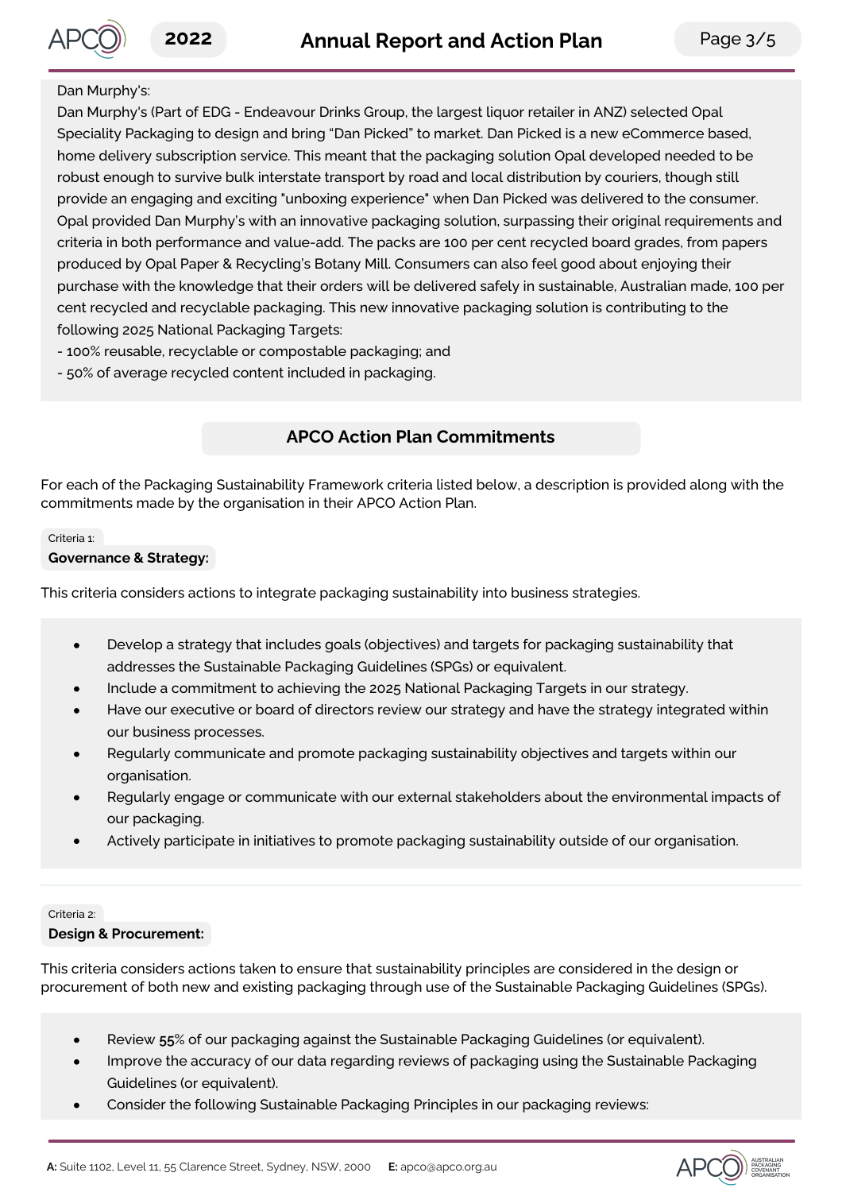Dan Murphy's:

Dan Murphy's (Part of EDG - Endeavour Drinks Group, the largest liquor retailer in ANZ) selected Opal Speciality Packaging to design and bring "Dan Picked" to market. Dan Picked is a new eCommerce based, home delivery subscription service. This meant that the packaging solution Opal developed needed to be robust enough to survive bulk interstate transport by road and local distribution by couriers, though still provide an engaging and exciting "unboxing experience" when Dan Picked was delivered to the consumer. Opal provided Dan Murphy's with an innovative packaging solution, surpassing their original requirements and criteria in both performance and value-add. The packs are 100 per cent recycled board grades, from papers produced by Opal Paper & Recycling's Botany Mill. Consumers can also feel good about enjoying their purchase with the knowledge that their orders will be delivered safely in sustainable, Australian made, 100 per cent recycled and recyclable packaging. This new innovative packaging solution is contributing to the following 2025 National Packaging Targets:

- 100% reusable, recyclable or compostable packaging; and
- 50% of average recycled content included in packaging.

## APCO Action Plan Commitments

For each of the Packaging Sustainability Framework criteria listed below, a description is provided along with the commitments made by the organisation in their APCO Action Plan.

Criteria 1:

### Governance & Strategy:

This criteria considers actions to integrate packaging sustainability into business strategies.

- Develop a strategy that includes goals (objectives) and targets for packaging sustainability that addresses the Sustainable Packaging Guidelines (SPGs) or equivalent.
- Include a commitment to achieving the 2025 National Packaging Targets in our strategy.
- Have our executive or board of directors review our strategy and have the strategy integrated within our business processes.
- Regularly communicate and promote packaging sustainability objectives and targets within our organisation.
- Regularly engage or communicate with our external stakeholders about the environmental impacts of our packaging.
- Actively participate in initiatives to promote packaging sustainability outside of our organisation.

Criteria 2:

### Design & Procurement:

This criteria considers actions taken to ensure that sustainability principles are considered in the design or procurement of both new and existing packaging through use of the Sustainable Packaging Guidelines (SPGs).

- Review **55**% of our packaging against the Sustainable Packaging Guidelines (or equivalent).
- Improve the accuracy of our data regarding reviews of packaging using the Sustainable Packaging Guidelines (or equivalent).
- Consider the following Sustainable Packaging Principles in our packaging reviews: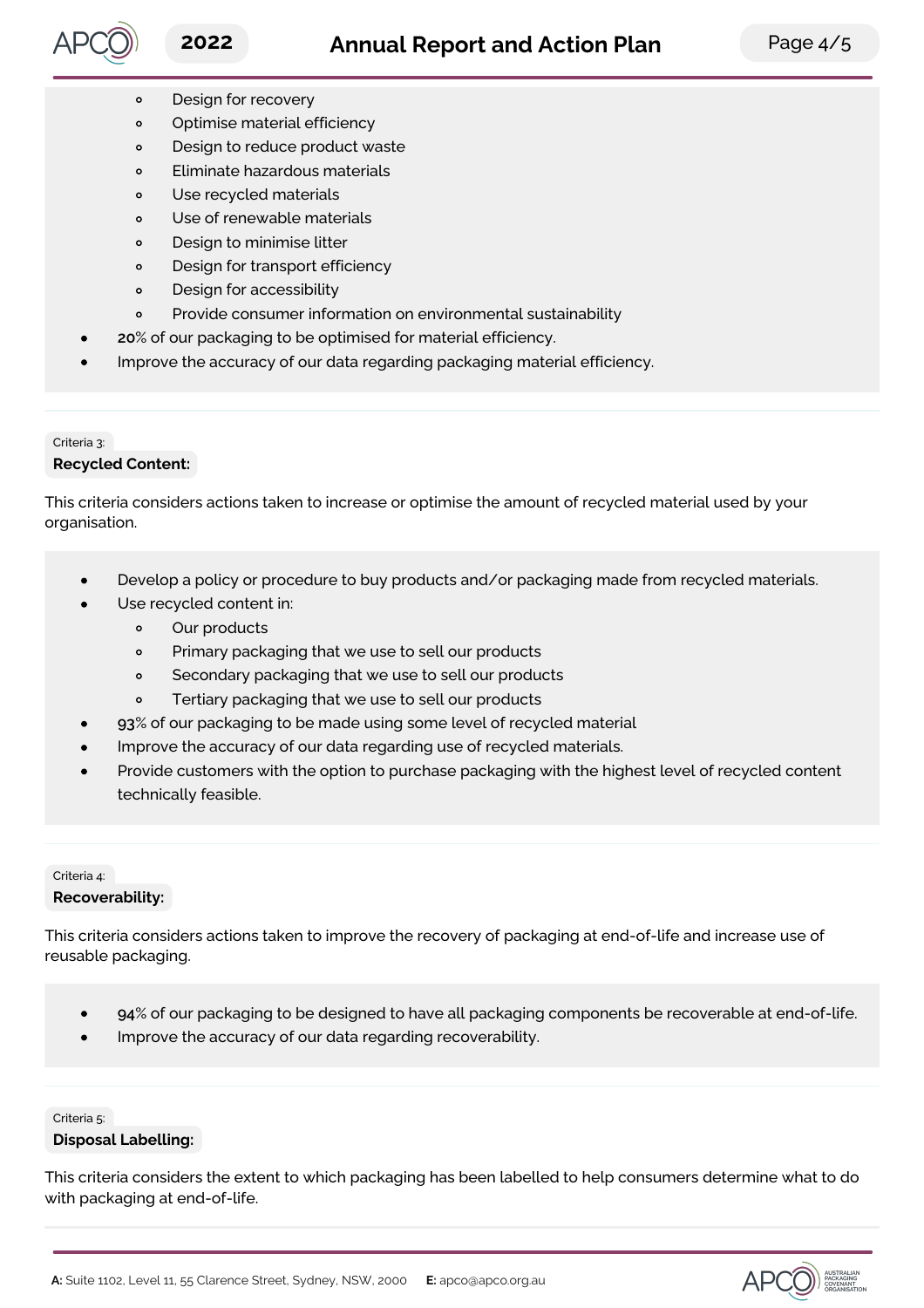- Design for recovery
  - Optimise material efficiency
  - Design to reduce product waste
  - Eliminate hazardous materials
  - Use recycled materials
  - Use of renewable materials
  - Design to minimise litter
  - Design for transport efficiency
  - Design for accessibility
  - Provide consumer information on environmental sustainability
- 20% of our packaging to be optimised for material efficiency.
- Improve the accuracy of our data regarding packaging material efficiency.

Criteria 3:

**Recycled Content:**

This criteria considers actions taken to increase or optimise the amount of recycled material used by your organisation.

- Develop a policy or procedure to buy products and/or packaging made from recycled materials.
- Use recycled content in:
  - Our products
  - Primary packaging that we use to sell our products
  - Secondary packaging that we use to sell our products
  - Tertiary packaging that we use to sell our products
- 93% of our packaging to be made using some level of recycled material
- Improve the accuracy of our data regarding use of recycled materials.
- Provide customers with the option to purchase packaging with the highest level of recycled content technically feasible.

Criteria 4:

**Recoverability:**

This criteria considers actions taken to improve the recovery of packaging at end-of-life and increase use of reusable packaging.

- 94% of our packaging to be designed to have all packaging components be recoverable at end-of-life.
- Improve the accuracy of our data regarding recoverability.

Criteria 5:

**Disposal Labelling:**

This criteria considers the extent to which packaging has been labelled to help consumers determine what to do with packaging at end-of-life.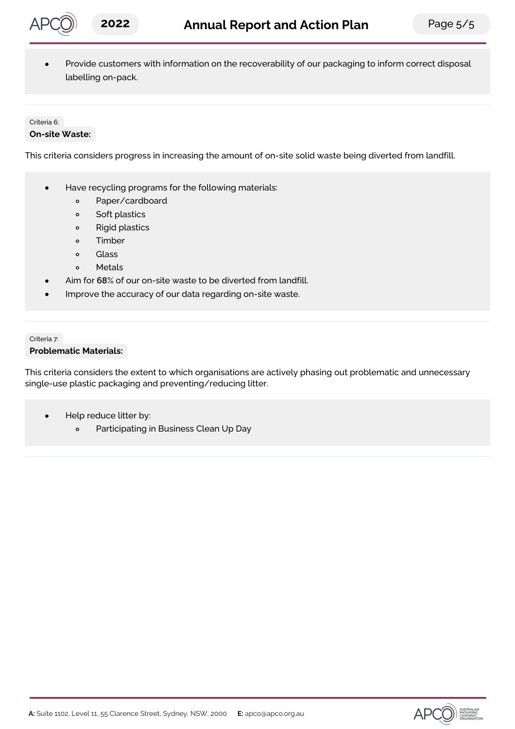- Provide customers with information on the recoverability of our packaging to inform correct disposal labelling on-pack.

Criteria 6:

**On-site Waste:**

This criteria considers progress in increasing the amount of on-site solid waste being diverted from landfill.

- Have recycling programs for the following materials:
  - Paper/cardboard
  - Soft plastics
  - Rigid plastics
  - Timber
  - Glass
  - Metals
- Aim for **68**% of our on-site waste to be diverted from landfill.
- Improve the accuracy of our data regarding on-site waste.

Criteria 7:

**Problematic Materials:**

This criteria considers the extent to which organisations are actively phasing out problematic and unnecessary single-use plastic packaging and preventing/reducing litter.

- Help reduce litter by:
  - Participating in Business Clean Up Day

**A:** Suite 1102, Level 11, 55 Clarence Street, Sydney, NSW, 2000 **E:** apco@apco.org.au